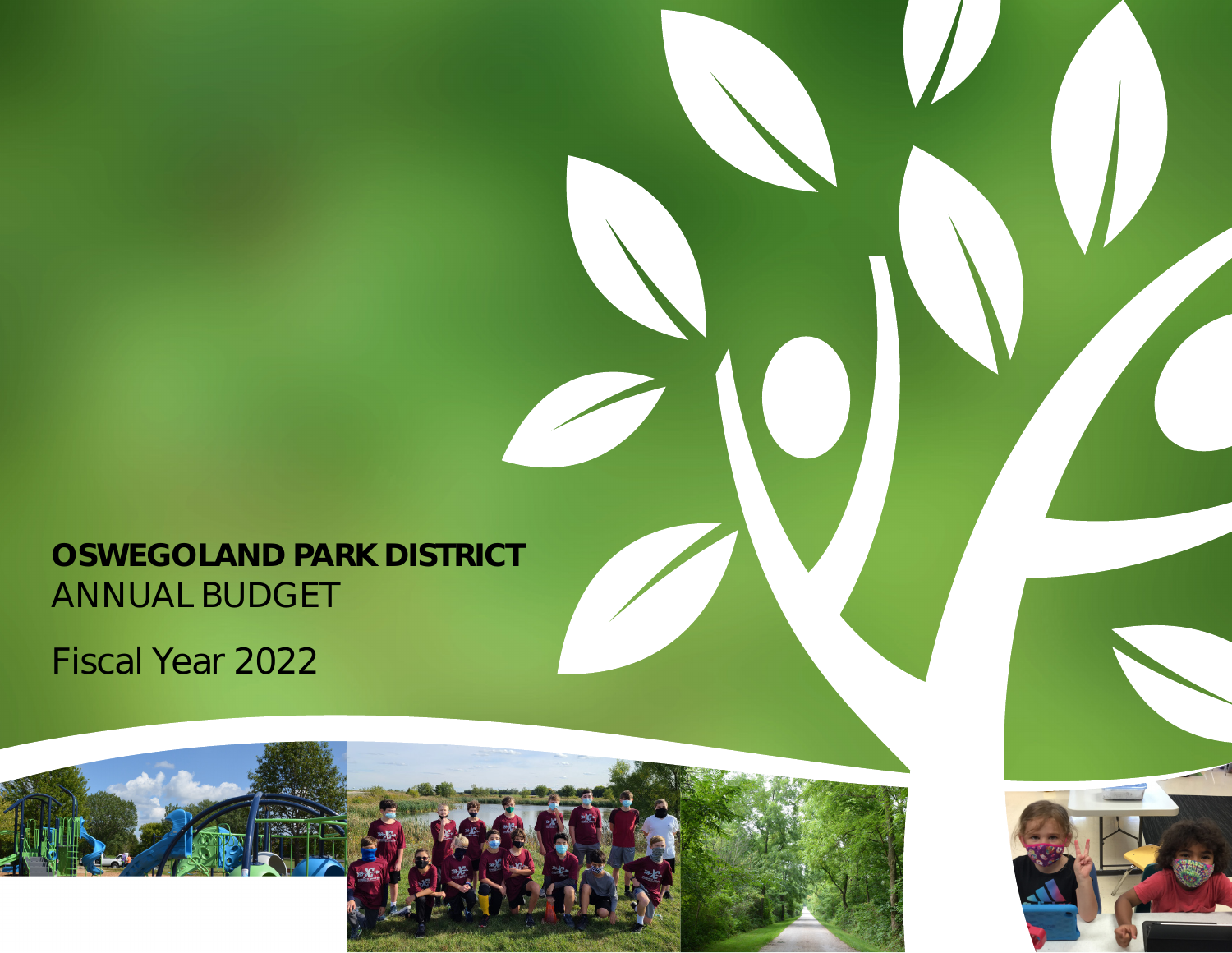# OSWEGOLAND PARK DISTRICT

ANNUAL BUDGET

Fiscal Year 2022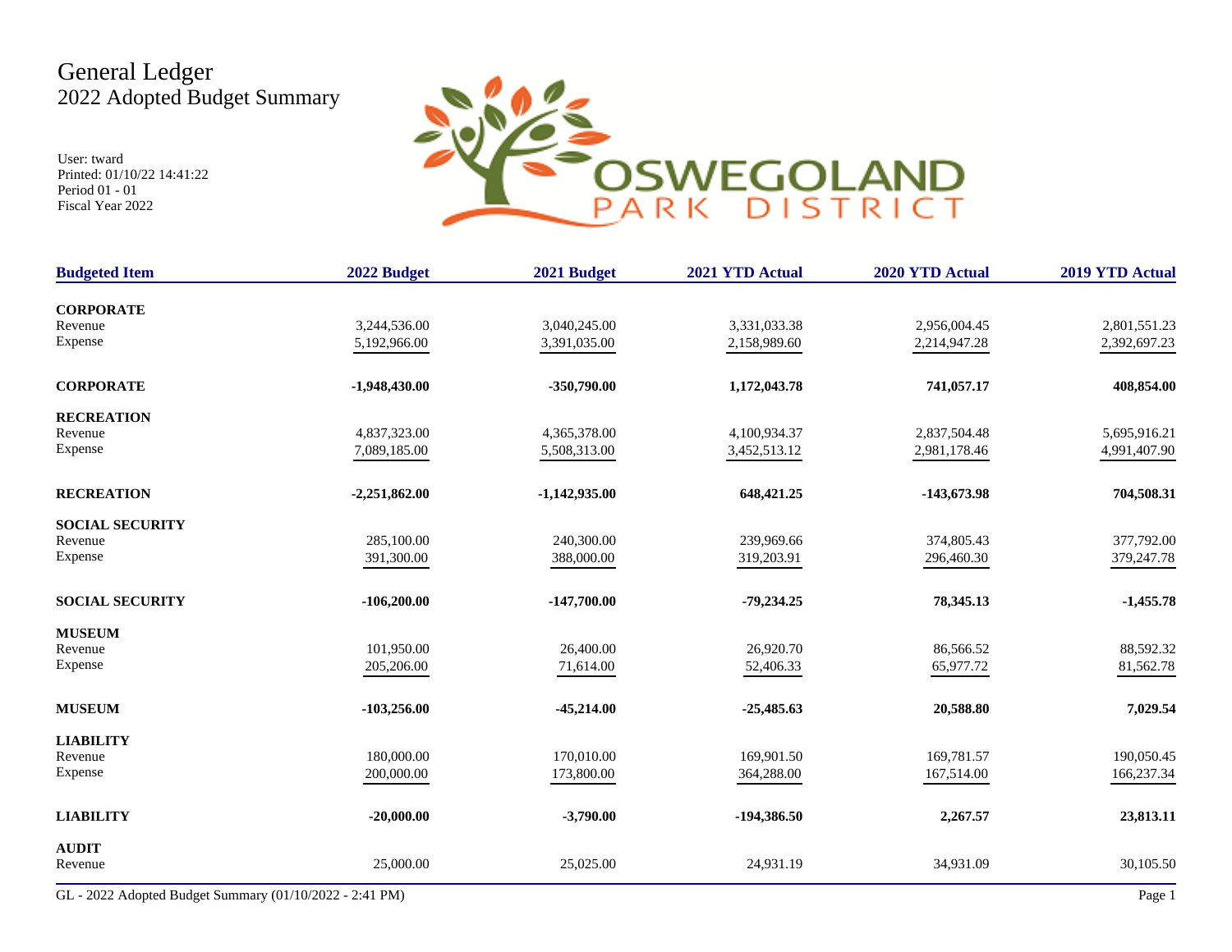# General Ledger
## 2022 Adopted Budget Summary

User: tward
Printed: 01/10/22 14:41:22
Period 01 - 01
Fiscal Year 2022

OSWEGOLAND PARK DISTRICT

| Budgeted Item | 2022 Budget | 2021 Budget | 2021 YTD Actual | 2020 YTD Actual | 2019 YTD Actual |
|---|---|---|---|---|---|
| **CORPORATE** | | | | | |
| Revenue | 3,244,536.00 | 3,040,245.00 | 3,331,033.38 | 2,956,004.45 | 2,801,551.23 |
| Expense | 5,192,966.00 | 3,391,035.00 | 2,158,989.60 | 2,214,947.28 | 2,392,697.23 |
| **CORPORATE** | **-1,948,430.00** | **-350,790.00** | **1,172,043.78** | **741,057.17** | **408,854.00** |
| **RECREATION** | | | | | |
| Revenue | 4,837,323.00 | 4,365,378.00 | 4,100,934.37 | 2,837,504.48 | 5,695,916.21 |
| Expense | 7,089,185.00 | 5,508,313.00 | 3,452,513.12 | 2,981,178.46 | 4,991,407.90 |
| **RECREATION** | **-2,251,862.00** | **-1,142,935.00** | **648,421.25** | **-143,673.98** | **704,508.31** |
| **SOCIAL SECURITY** | | | | | |
| Revenue | 285,100.00 | 240,300.00 | 239,969.66 | 374,805.43 | 377,792.00 |
| Expense | 391,300.00 | 388,000.00 | 319,203.91 | 296,460.30 | 379,247.78 |
| **SOCIAL SECURITY** | **-106,200.00** | **-147,700.00** | **-79,234.25** | **78,345.13** | **-1,455.78** |
| **MUSEUM** | | | | | |
| Revenue | 101,950.00 | 26,400.00 | 26,920.70 | 86,566.52 | 88,592.32 |
| Expense | 205,206.00 | 71,614.00 | 52,406.33 | 65,977.72 | 81,562.78 |
| **MUSEUM** | **-103,256.00** | **-45,214.00** | **-25,485.63** | **20,588.80** | **7,029.54** |
| **LIABILITY** | | | | | |
| Revenue | 180,000.00 | 170,010.00 | 169,901.50 | 169,781.57 | 190,050.45 |
| Expense | 200,000.00 | 173,800.00 | 364,288.00 | 167,514.00 | 166,237.34 |
| **LIABILITY** | **-20,000.00** | **-3,790.00** | **-194,386.50** | **2,267.57** | **23,813.11** |
| **AUDIT** | | | | | |
| Revenue | 25,000.00 | 25,025.00 | 24,931.19 | 34,931.09 | 30,105.50 |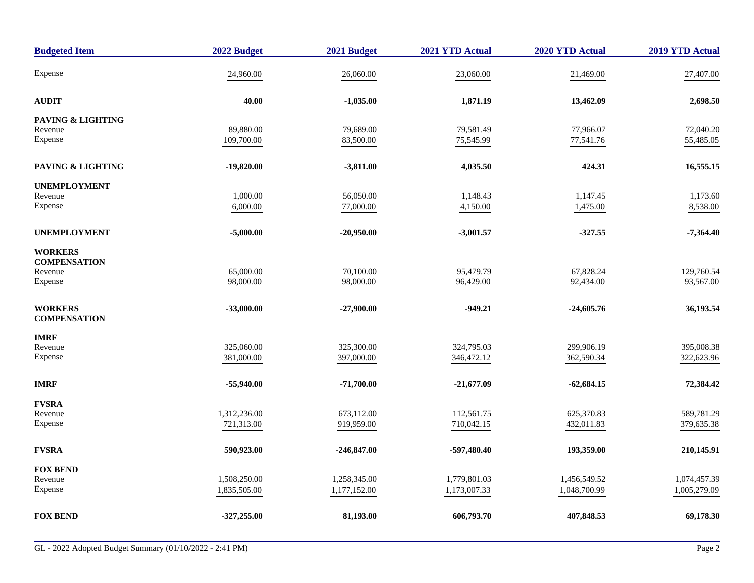| Budgeted Item | 2022 Budget | 2021 Budget | 2021 YTD Actual | 2020 YTD Actual | 2019 YTD Actual |
|---|---|---|---|---|---|
| Expense | 24,960.00 | 26,060.00 | 23,060.00 | 21,469.00 | 27,407.00 |
| **AUDIT** | **40.00** | **-1,035.00** | **1,871.19** | **13,462.09** | **2,698.50** |
| **PAVING & LIGHTING** | | | | | |
| Revenue | 89,880.00 | 79,689.00 | 79,581.49 | 77,966.07 | 72,040.20 |
| Expense | 109,700.00 | 83,500.00 | 75,545.99 | 77,541.76 | 55,485.05 |
| **PAVING & LIGHTING** | **-19,820.00** | **-3,811.00** | **4,035.50** | **424.31** | **16,555.15** |
| **UNEMPLOYMENT** | | | | | |
| Revenue | 1,000.00 | 56,050.00 | 1,148.43 | 1,147.45 | 1,173.60 |
| Expense | 6,000.00 | 77,000.00 | 4,150.00 | 1,475.00 | 8,538.00 |
| **UNEMPLOYMENT** | **-5,000.00** | **-20,950.00** | **-3,001.57** | **-327.55** | **-7,364.40** |
| **WORKERS COMPENSATION** | | | | | |
| Revenue | 65,000.00 | 70,100.00 | 95,479.79 | 67,828.24 | 129,760.54 |
| Expense | 98,000.00 | 98,000.00 | 96,429.00 | 92,434.00 | 93,567.00 |
| **WORKERS COMPENSATION** | **-33,000.00** | **-27,900.00** | **-949.21** | **-24,605.76** | **36,193.54** |
| **IMRF** | | | | | |
| Revenue | 325,060.00 | 325,300.00 | 324,795.03 | 299,906.19 | 395,008.38 |
| Expense | 381,000.00 | 397,000.00 | 346,472.12 | 362,590.34 | 322,623.96 |
| **IMRF** | **-55,940.00** | **-71,700.00** | **-21,677.09** | **-62,684.15** | **72,384.42** |
| **FVSRA** | | | | | |
| Revenue | 1,312,236.00 | 673,112.00 | 112,561.75 | 625,370.83 | 589,781.29 |
| Expense | 721,313.00 | 919,959.00 | 710,042.15 | 432,011.83 | 379,635.38 |
| **FVSRA** | **590,923.00** | **-246,847.00** | **-597,480.40** | **193,359.00** | **210,145.91** |
| **FOX BEND** | | | | | |
| Revenue | 1,508,250.00 | 1,258,345.00 | 1,779,801.03 | 1,456,549.52 | 1,074,457.39 |
| Expense | 1,835,505.00 | 1,177,152.00 | 1,173,007.33 | 1,048,700.99 | 1,005,279.09 |
| **FOX BEND** | **-327,255.00** | **81,193.00** | **606,793.70** | **407,848.53** | **69,178.30** |

GL - 2022 Adopted Budget Summary (01/10/2022 - 2:41 PM)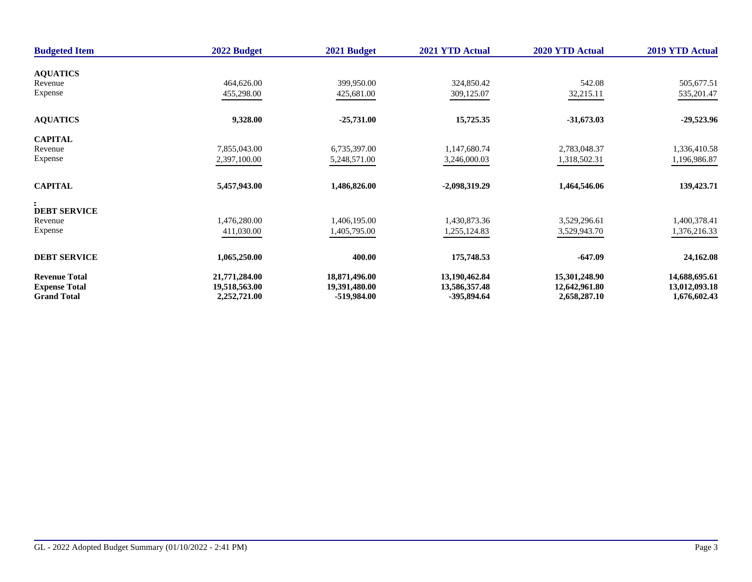| Budgeted Item | 2022 Budget | 2021 Budget | 2021 YTD Actual | 2020 YTD Actual | 2019 YTD Actual |
|---|---|---|---|---|---|
| **AQUATICS** | | | | | |
| Revenue | 464,626.00 | 399,950.00 | 324,850.42 | 542.08 | 505,677.51 |
| Expense | 455,298.00 | 425,681.00 | 309,125.07 | 32,215.11 | 535,201.47 |
| **AQUATICS** | **9,328.00** | **-25,731.00** | **15,725.35** | **-31,673.03** | **-29,523.96** |
| **CAPITAL** | | | | | |
| Revenue | 7,855,043.00 | 6,735,397.00 | 1,147,680.74 | 2,783,048.37 | 1,336,410.58 |
| Expense | 2,397,100.00 | 5,248,571.00 | 3,246,000.03 | 1,318,502.31 | 1,196,986.87 |
| **CAPITAL** | **5,457,943.00** | **1,486,826.00** | **-2,098,319.29** | **1,464,546.06** | **139,423.71** |
| **DEBT SERVICE** | | | | | |
| Revenue | 1,476,280.00 | 1,406,195.00 | 1,430,873.36 | 3,529,296.61 | 1,400,378.41 |
| Expense | 411,030.00 | 1,405,795.00 | 1,255,124.83 | 3,529,943.70 | 1,376,216.33 |
| **DEBT SERVICE** | **1,065,250.00** | **400.00** | **175,748.53** | **-647.09** | **24,162.08** |
| **Revenue Total** | **21,771,284.00** | **18,871,496.00** | **13,190,462.84** | **15,301,248.90** | **14,688,695.61** |
| **Expense Total** | **19,518,563.00** | **19,391,480.00** | **13,586,357.48** | **12,642,961.80** | **13,012,093.18** |
| **Grand Total** | **2,252,721.00** | **-519,984.00** | **-395,894.64** | **2,658,287.10** | **1,676,602.43** |

GL - 2022 Adopted Budget Summary (01/10/2022 - 2:41 PM)